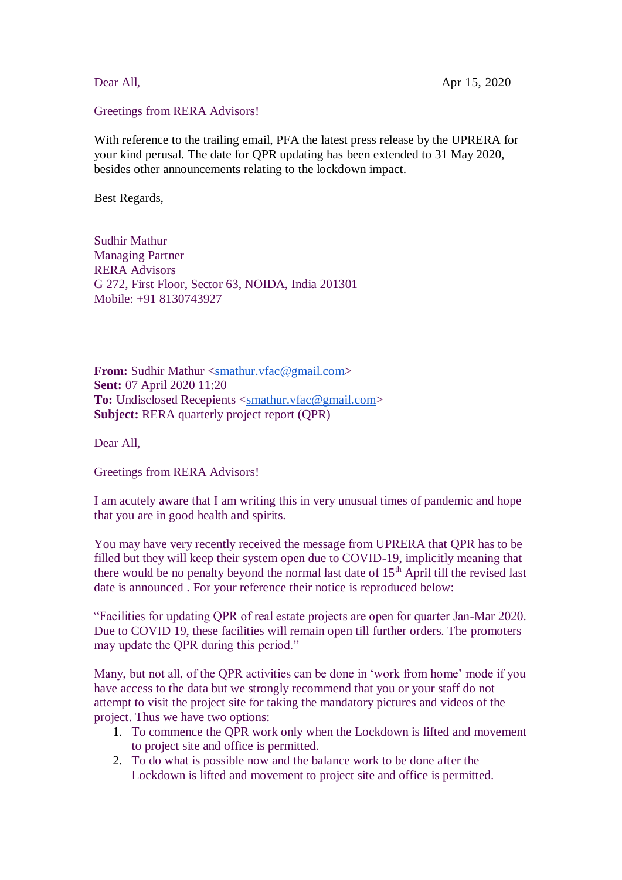Dear All, Apr 15, 2020

Greetings from RERA Advisors!

With reference to the trailing email, PFA the latest press release by the UPRERA for your kind perusal. The date for QPR updating has been extended to 31 May 2020, besides other announcements relating to the lockdown impact.

Best Regards,

Sudhir Mathur
Managing Partner
RERA Advisors
G 272, First Floor, Sector 63, NOIDA, India 201301
Mobile: +91 8130743927

**From:** Sudhir Mathur <smathur.vfac@gmail.com>
**Sent:** 07 April 2020 11:20
**To:** Undisclosed Recepients <smathur.vfac@gmail.com>
**Subject:** RERA quarterly project report (QPR)

Dear All,

Greetings from RERA Advisors!

I am acutely aware that I am writing this in very unusual times of pandemic and hope that you are in good health and spirits.

You may have very recently received the message from UPRERA that QPR has to be filled but they will keep their system open due to COVID-19, implicitly meaning that there would be no penalty beyond the normal last date of 15th April till the revised last date is announced . For your reference their notice is reproduced below:

"Facilities for updating QPR of real estate projects are open for quarter Jan-Mar 2020. Due to COVID 19, these facilities will remain open till further orders. The promoters may update the QPR during this period."

Many, but not all, of the QPR activities can be done in 'work from home' mode if you have access to the data but we strongly recommend that you or your staff do not attempt to visit the project site for taking the mandatory pictures and videos of the project. Thus we have two options:

1. To commence the QPR work only when the Lockdown is lifted and movement to project site and office is permitted.
2. To do what is possible now and the balance work to be done after the Lockdown is lifted and movement to project site and office is permitted.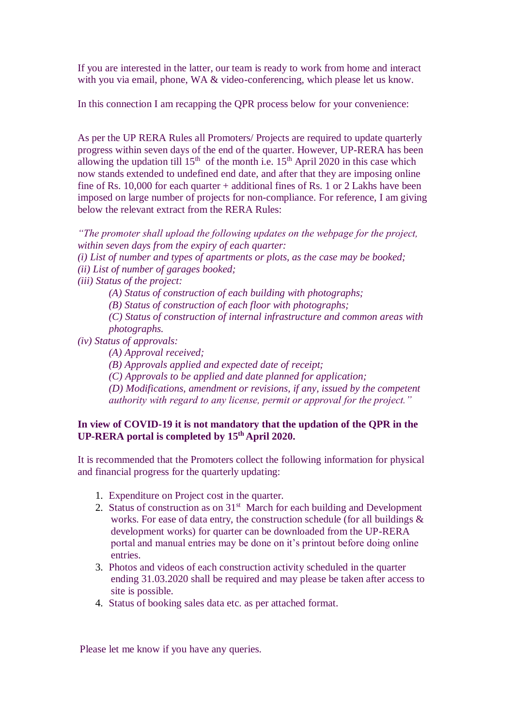If you are interested in the latter, our team is ready to work from home and interact with you via email, phone, WA & video-conferencing, which please let us know.

In this connection I am recapping the QPR process below for your convenience:

As per the UP RERA Rules all Promoters/ Projects are required to update quarterly progress within seven days of the end of the quarter. However, UP-RERA has been allowing the updation till 15th of the month i.e. 15th April 2020 in this case which now stands extended to undefined end date, and after that they are imposing online fine of Rs. 10,000 for each quarter + additional fines of Rs. 1 or 2 Lakhs have been imposed on large number of projects for non-compliance. For reference, I am giving below the relevant extract from the RERA Rules:

*"The promoter shall upload the following updates on the webpage for the project, within seven days from the expiry of each quarter:*
*(i) List of number and types of apartments or plots, as the case may be booked;*
*(ii) List of number of garages booked;*
*(iii) Status of the project:*
> *(A) Status of construction of each building with photographs;*
> *(B) Status of construction of each floor with photographs;*
> *(C) Status of construction of internal infrastructure and common areas with photographs.*

*(iv) Status of approvals:*
> *(A) Approval received;*
> *(B) Approvals applied and expected date of receipt;*
> *(C) Approvals to be applied and date planned for application;*
> *(D) Modifications, amendment or revisions, if any, issued by the competent authority with regard to any license, permit or approval for the project."*

**In view of COVID-19 it is not mandatory that the updation of the QPR in the UP-RERA portal is completed by 15th April 2020.**

It is recommended that the Promoters collect the following information for physical and financial progress for the quarterly updating:

1. Expenditure on Project cost in the quarter.
2. Status of construction as on 31st March for each building and Development works. For ease of data entry, the construction schedule (for all buildings & development works) for quarter can be downloaded from the UP-RERA portal and manual entries may be done on it's printout before doing online entries.
3. Photos and videos of each construction activity scheduled in the quarter ending 31.03.2020 shall be required and may please be taken after access to site is possible.
4. Status of booking sales data etc. as per attached format.

Please let me know if you have any queries.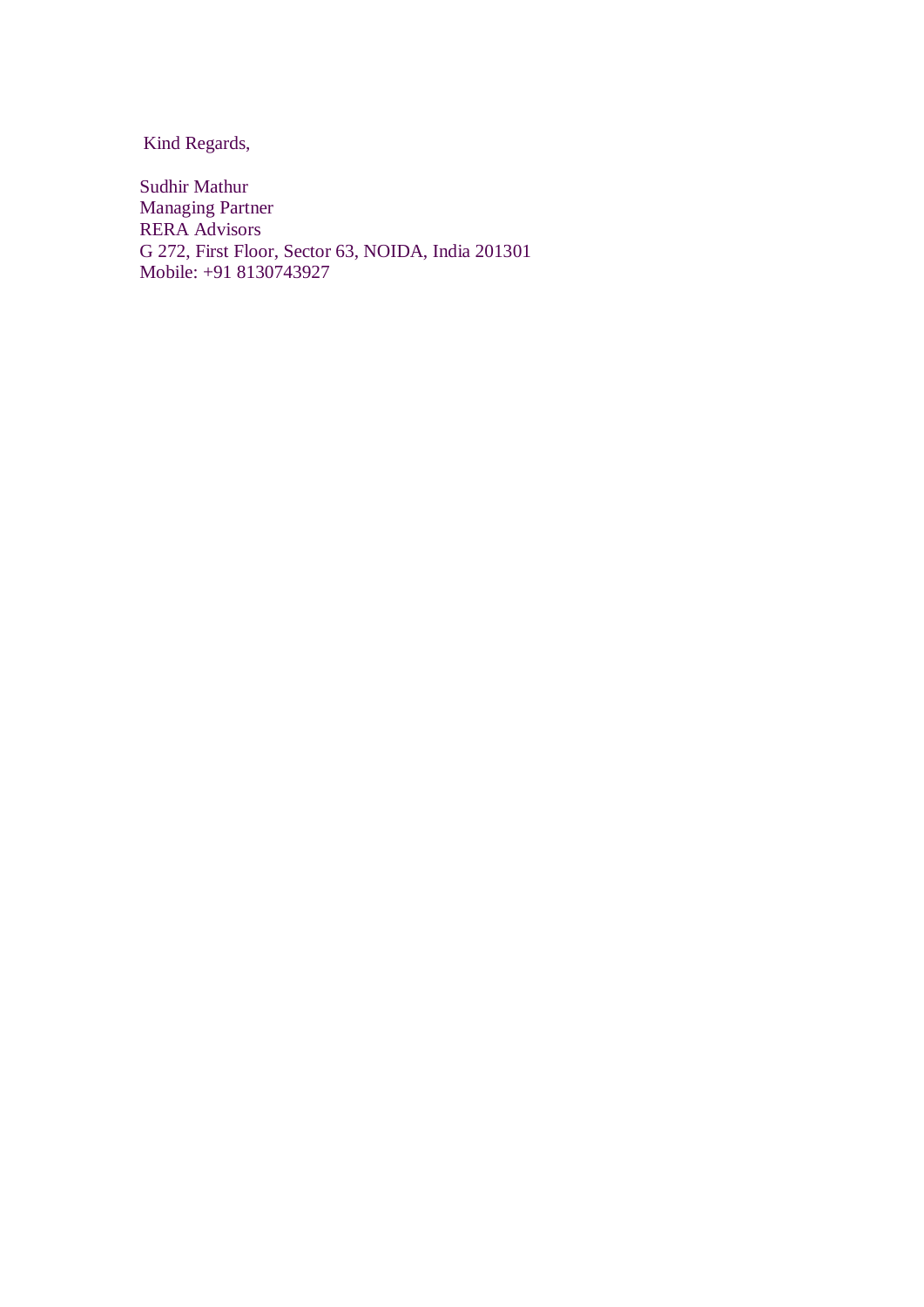Kind Regards,

Sudhir Mathur  
Managing Partner  
RERA Advisors  
G 272, First Floor, Sector 63, NOIDA, India 201301  
Mobile: +91 8130743927